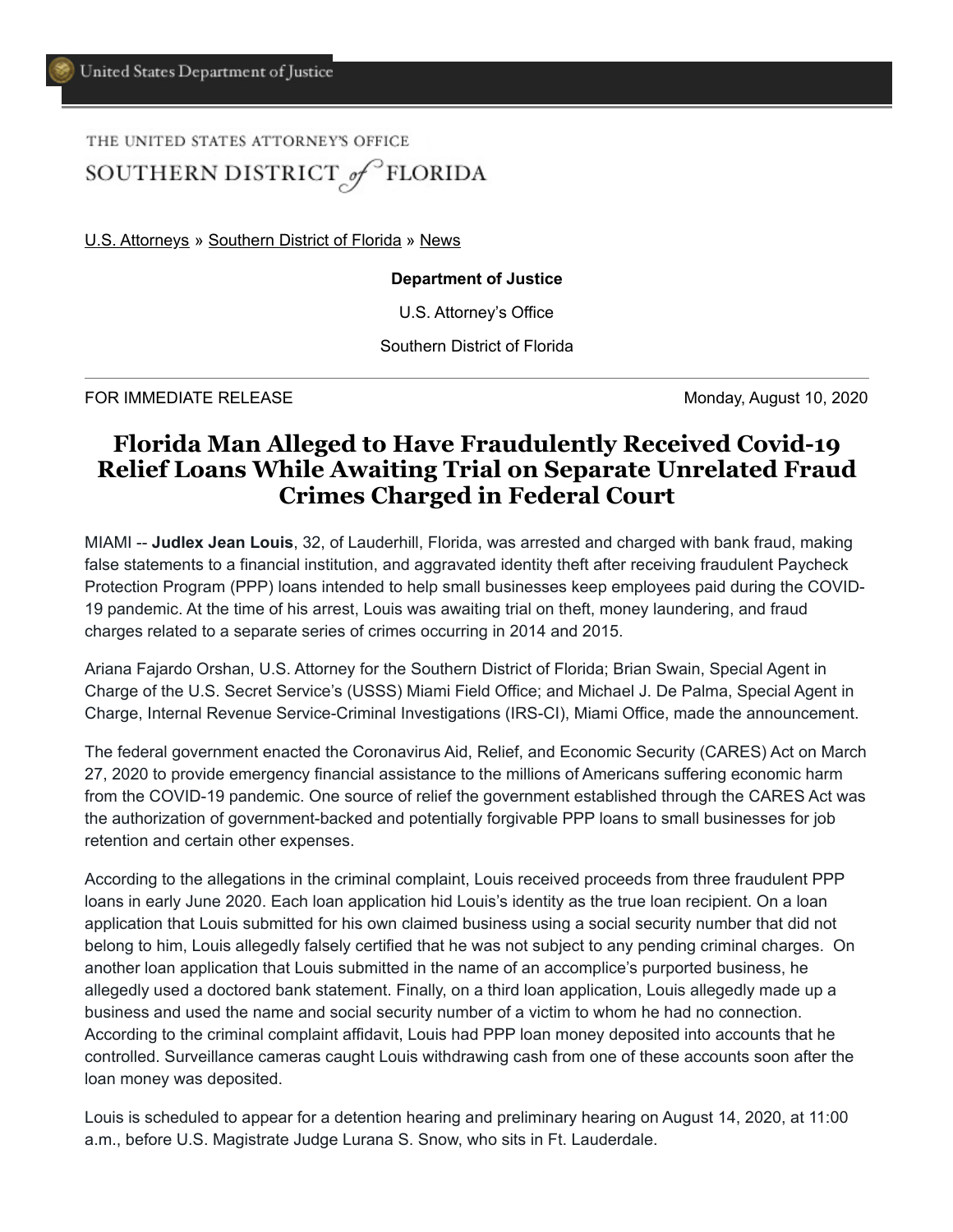United States Department of Justice

THE UNITED STATES ATTORNEY'S OFFICE
SOUTHERN DISTRICT *of* FLORIDA

U.S. Attorneys » Southern District of Florida » News

**Department of Justice**

U.S. Attorney's Office

Southern District of Florida

FOR IMMEDIATE RELEASE Monday, August 10, 2020

# Florida Man Alleged to Have Fraudulently Received Covid-19 Relief Loans While Awaiting Trial on Separate Unrelated Fraud Crimes Charged in Federal Court

MIAMI -- **Judlex Jean Louis**, 32, of Lauderhill, Florida, was arrested and charged with bank fraud, making false statements to a financial institution, and aggravated identity theft after receiving fraudulent Paycheck Protection Program (PPP) loans intended to help small businesses keep employees paid during the COVID-19 pandemic. At the time of his arrest, Louis was awaiting trial on theft, money laundering, and fraud charges related to a separate series of crimes occurring in 2014 and 2015.

Ariana Fajardo Orshan, U.S. Attorney for the Southern District of Florida; Brian Swain, Special Agent in Charge of the U.S. Secret Service's (USSS) Miami Field Office; and Michael J. De Palma, Special Agent in Charge, Internal Revenue Service-Criminal Investigations (IRS-CI), Miami Office, made the announcement.

The federal government enacted the Coronavirus Aid, Relief, and Economic Security (CARES) Act on March 27, 2020 to provide emergency financial assistance to the millions of Americans suffering economic harm from the COVID-19 pandemic. One source of relief the government established through the CARES Act was the authorization of government-backed and potentially forgivable PPP loans to small businesses for job retention and certain other expenses.

According to the allegations in the criminal complaint, Louis received proceeds from three fraudulent PPP loans in early June 2020. Each loan application hid Louis's identity as the true loan recipient. On a loan application that Louis submitted for his own claimed business using a social security number that did not belong to him, Louis allegedly falsely certified that he was not subject to any pending criminal charges. On another loan application that Louis submitted in the name of an accomplice's purported business, he allegedly used a doctored bank statement. Finally, on a third loan application, Louis allegedly made up a business and used the name and social security number of a victim to whom he had no connection. According to the criminal complaint affidavit, Louis had PPP loan money deposited into accounts that he controlled. Surveillance cameras caught Louis withdrawing cash from one of these accounts soon after the loan money was deposited.

Louis is scheduled to appear for a detention hearing and preliminary hearing on August 14, 2020, at 11:00 a.m., before U.S. Magistrate Judge Lurana S. Snow, who sits in Ft. Lauderdale.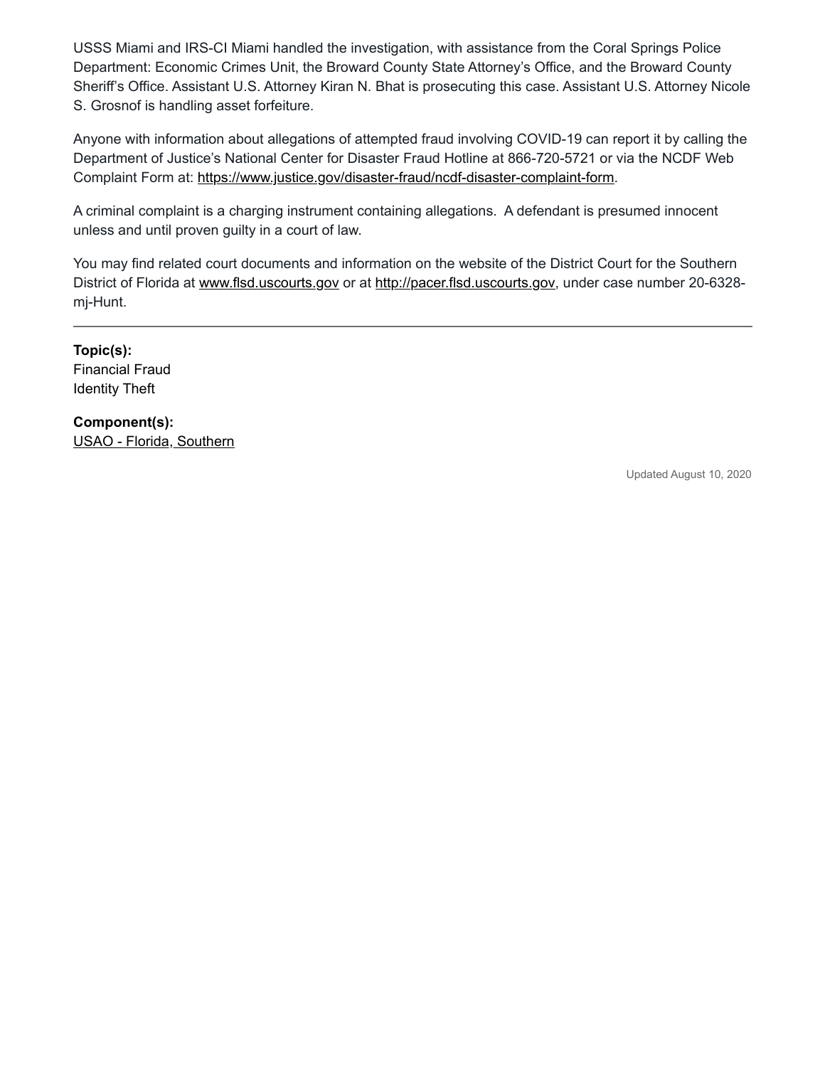USSS Miami and IRS-CI Miami handled the investigation, with assistance from the Coral Springs Police Department: Economic Crimes Unit, the Broward County State Attorney's Office, and the Broward County Sheriff's Office. Assistant U.S. Attorney Kiran N. Bhat is prosecuting this case. Assistant U.S. Attorney Nicole S. Grosnof is handling asset forfeiture.

Anyone with information about allegations of attempted fraud involving COVID-19 can report it by calling the Department of Justice's National Center for Disaster Fraud Hotline at 866-720-5721 or via the NCDF Web Complaint Form at: https://www.justice.gov/disaster-fraud/ncdf-disaster-complaint-form.

A criminal complaint is a charging instrument containing allegations. A defendant is presumed innocent unless and until proven guilty in a court of law.

You may find related court documents and information on the website of the District Court for the Southern District of Florida at www.flsd.uscourts.gov or at http://pacer.flsd.uscourts.gov, under case number 20-6328-mj-Hunt.

---

**Topic(s):**
Financial Fraud
Identity Theft

**Component(s):**
USAO - Florida, Southern

Updated August 10, 2020